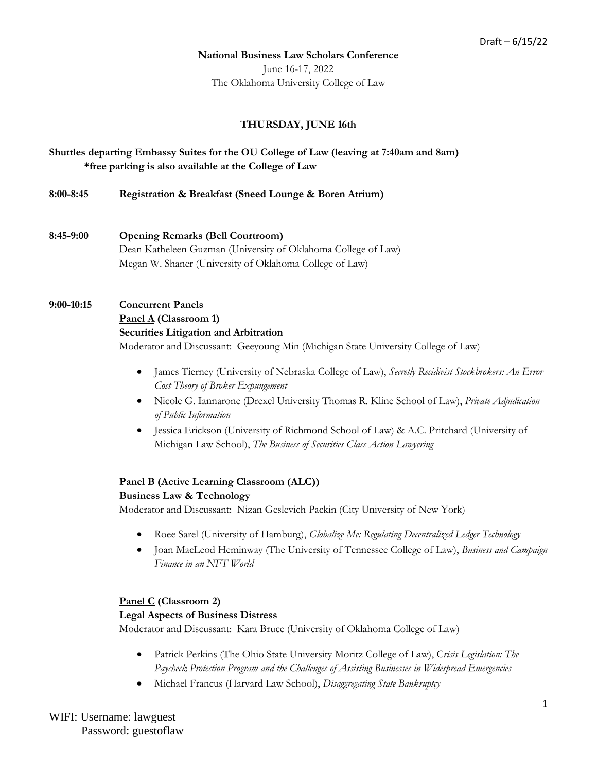Draft – 6/15/22

**National Business Law Scholars Conference**

June 16-17, 2022

The Oklahoma University College of Law

## THURSDAY, JUNE 16th

**Shuttles departing Embassy Suites for the OU College of Law (leaving at 7:40am and 8am)**
**\*free parking is also available at the College of Law**

**8:00-8:45** **Registration & Breakfast (Sneed Lounge & Boren Atrium)**

**8:45-9:00** **Opening Remarks (Bell Courtroom)**
Dean Katheleen Guzman (University of Oklahoma College of Law)
Megan W. Shaner (University of Oklahoma College of Law)

**9:00-10:15** **Concurrent Panels**

**Panel A (Classroom 1)**
**Securities Litigation and Arbitration**
Moderator and Discussant: Geeyoung Min (Michigan State University College of Law)

- James Tierney (University of Nebraska College of Law), *Secretly Recidivist Stockbrokers: An Error Cost Theory of Broker Expungement*
- Nicole G. Iannarone (Drexel University Thomas R. Kline School of Law), *Private Adjudication of Public Information*
- Jessica Erickson (University of Richmond School of Law) & A.C. Pritchard (University of Michigan Law School), *The Business of Securities Class Action Lawyering*

**Panel B (Active Learning Classroom (ALC))**
**Business Law & Technology**
Moderator and Discussant: Nizan Geslevich Packin (City University of New York)

- Roee Sarel (University of Hamburg), *Globalize Me: Regulating Decentralized Ledger Technology*
- Joan MacLeod Heminway (The University of Tennessee College of Law), *Business and Campaign Finance in an NFT World*

**Panel C (Classroom 2)**
**Legal Aspects of Business Distress**
Moderator and Discussant: Kara Bruce (University of Oklahoma College of Law)

- Patrick Perkins (The Ohio State University Moritz College of Law), C*risis Legislation: The Paycheck Protection Program and the Challenges of Assisting Businesses in Widespread Emergencies*
- Michael Francus (Harvard Law School), *Disaggregating State Bankruptcy*

WIFI: Username: lawguest
Password: guestoflaw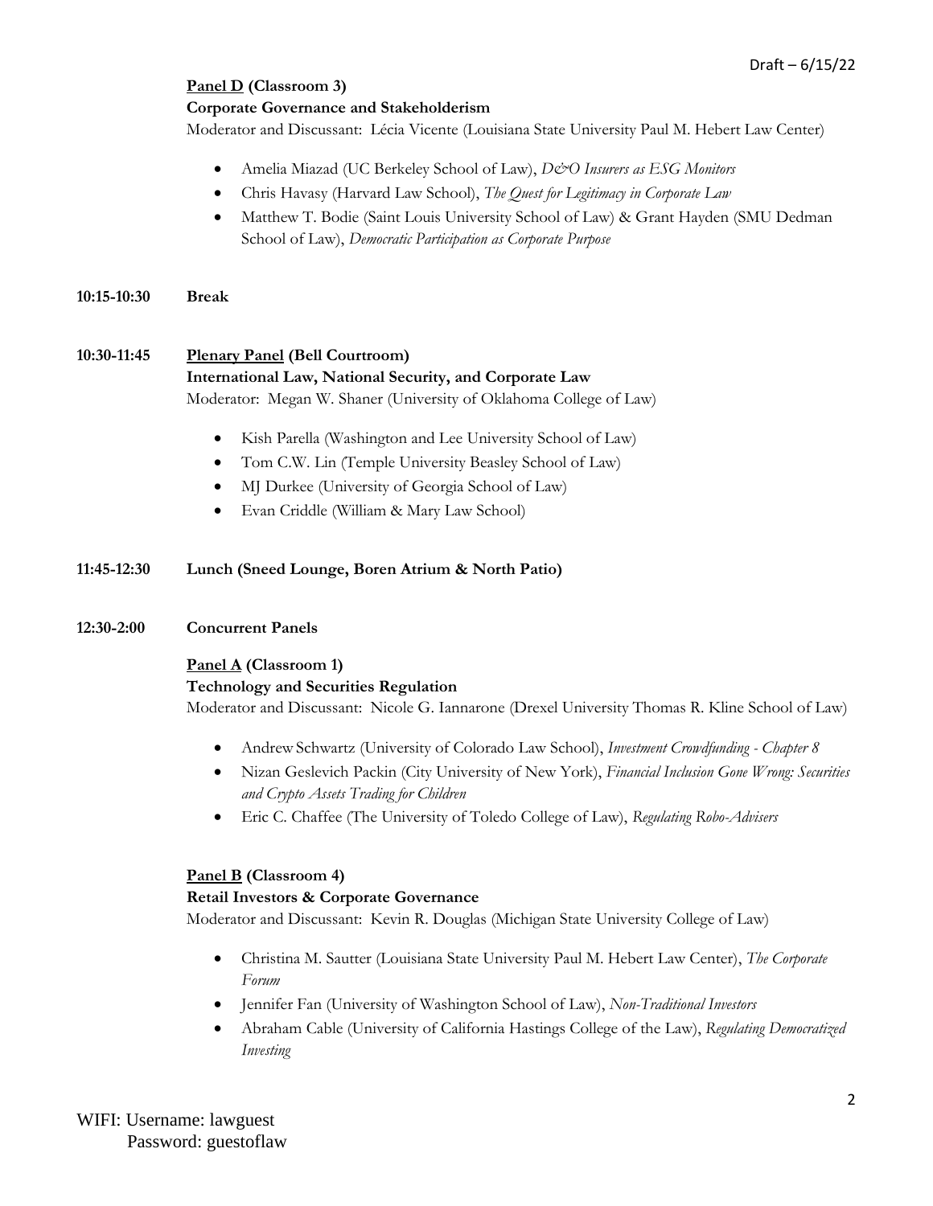Draft – 6/15/22

**Panel D (Classroom 3)**
**Corporate Governance and Stakeholderism**
Moderator and Discussant: Lécia Vicente (Louisiana State University Paul M. Hebert Law Center)

- Amelia Miazad (UC Berkeley School of Law), *D&O Insurers as ESG Monitors*
- Chris Havasy (Harvard Law School), *The Quest for Legitimacy in Corporate Law*
- Matthew T. Bodie (Saint Louis University School of Law) & Grant Hayden (SMU Dedman School of Law), *Democratic Participation as Corporate Purpose*

**10:15-10:30 Break**

**10:30-11:45 Plenary Panel (Bell Courtroom)**
**International Law, National Security, and Corporate Law**
Moderator: Megan W. Shaner (University of Oklahoma College of Law)

- Kish Parella (Washington and Lee University School of Law)
- Tom C.W. Lin (Temple University Beasley School of Law)
- MJ Durkee (University of Georgia School of Law)
- Evan Criddle (William & Mary Law School)

**11:45-12:30 Lunch (Sneed Lounge, Boren Atrium & North Patio)**

**12:30-2:00 Concurrent Panels**

**Panel A (Classroom 1)**
**Technology and Securities Regulation**
Moderator and Discussant: Nicole G. Iannarone (Drexel University Thomas R. Kline School of Law)

- Andrew Schwartz (University of Colorado Law School), *Investment Crowdfunding - Chapter 8*
- Nizan Geslevich Packin (City University of New York), *Financial Inclusion Gone Wrong: Securities and Crypto Assets Trading for Children*
- Eric C. Chaffee (The University of Toledo College of Law), *Regulating Robo-Advisers*

**Panel B (Classroom 4)**
**Retail Investors & Corporate Governance**
Moderator and Discussant: Kevin R. Douglas (Michigan State University College of Law)

- Christina M. Sautter (Louisiana State University Paul M. Hebert Law Center), *The Corporate Forum*
- Jennifer Fan (University of Washington School of Law), *Non-Traditional Investors*
- Abraham Cable (University of California Hastings College of the Law), *Regulating Democratized Investing*

WIFI: Username: lawguest
Password: guestoflaw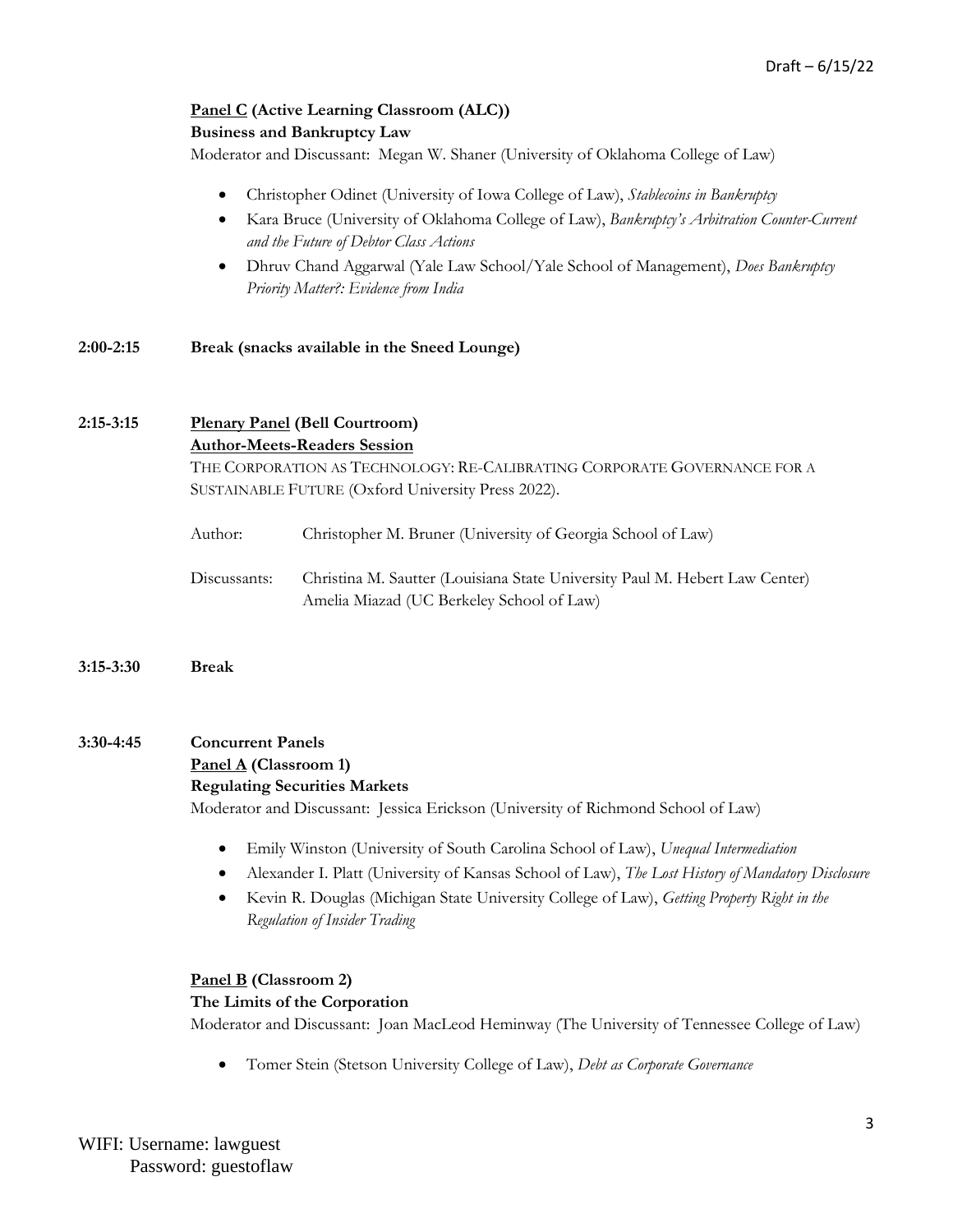**Panel C (Active Learning Classroom (ALC))**
**Business and Bankruptcy Law**
Moderator and Discussant: Megan W. Shaner (University of Oklahoma College of Law)

- Christopher Odinet (University of Iowa College of Law), *Stablecoins in Bankruptcy*
- Kara Bruce (University of Oklahoma College of Law), *Bankruptcy's Arbitration Counter-Current and the Future of Debtor Class Actions*
- Dhruv Chand Aggarwal (Yale Law School/Yale School of Management), *Does Bankruptcy Priority Matter?: Evidence from India*

**2:00-2:15** **Break (snacks available in the Sneed Lounge)**

**2:15-3:15** **Plenary Panel (Bell Courtroom)**
**Author-Meets-Readers Session**
THE CORPORATION AS TECHNOLOGY: RE-CALIBRATING CORPORATE GOVERNANCE FOR A SUSTAINABLE FUTURE (Oxford University Press 2022).

Author: Christopher M. Bruner (University of Georgia School of Law)

Discussants: Christina M. Sautter (Louisiana State University Paul M. Hebert Law Center)
Amelia Miazad (UC Berkeley School of Law)

**3:15-3:30** **Break**

**3:30-4:45** **Concurrent Panels**
**Panel A (Classroom 1)**
**Regulating Securities Markets**
Moderator and Discussant: Jessica Erickson (University of Richmond School of Law)

- Emily Winston (University of South Carolina School of Law), *Unequal Intermediation*
- Alexander I. Platt (University of Kansas School of Law), *The Lost History of Mandatory Disclosure*
- Kevin R. Douglas (Michigan State University College of Law), *Getting Property Right in the Regulation of Insider Trading*

**Panel B (Classroom 2)**
**The Limits of the Corporation**
Moderator and Discussant: Joan MacLeod Heminway (The University of Tennessee College of Law)

- Tomer Stein (Stetson University College of Law), *Debt as Corporate Governance*

WIFI: Username: lawguest
Password: guestoflaw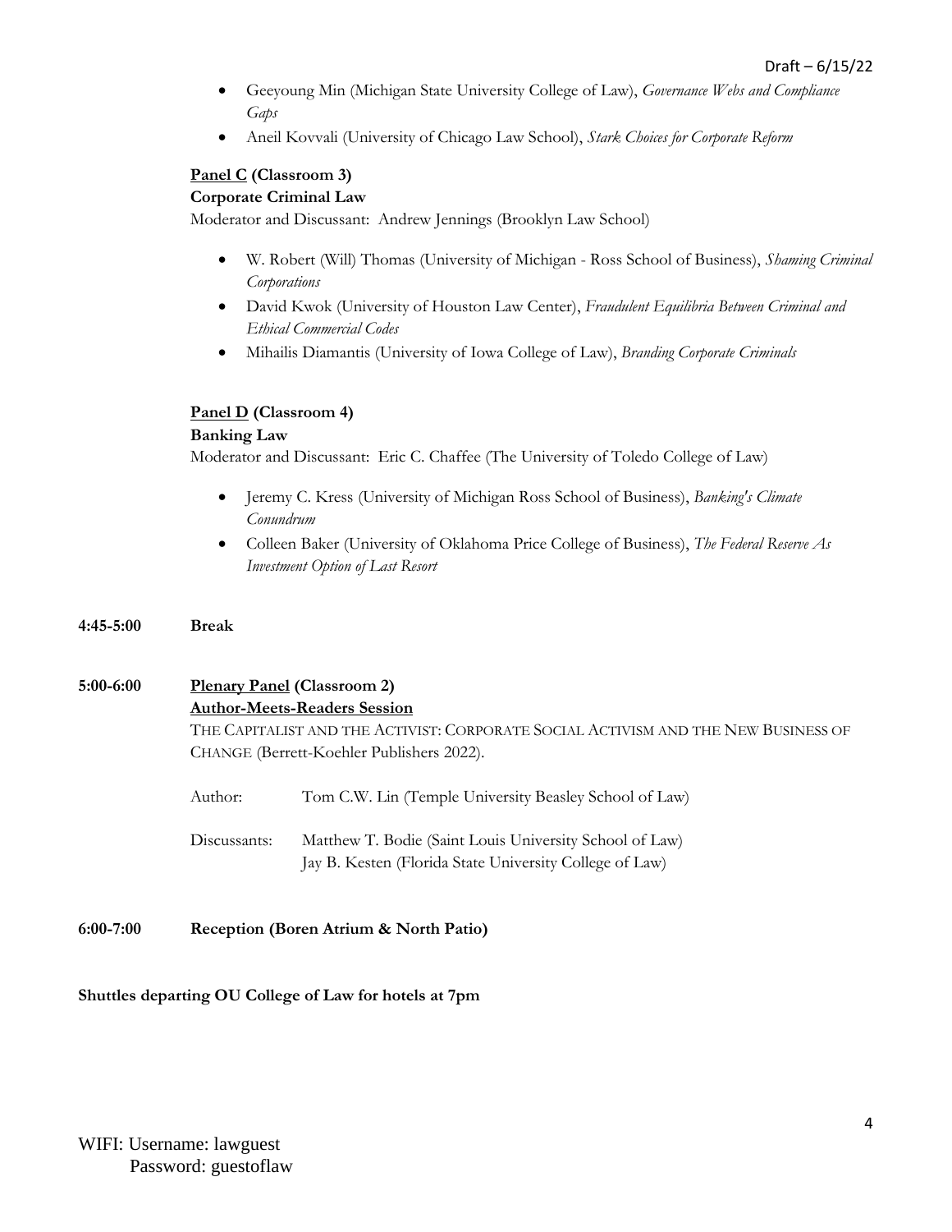- Geeyoung Min (Michigan State University College of Law), *Governance Webs and Compliance Gaps*
- Aneil Kovvali (University of Chicago Law School), *Stark Choices for Corporate Reform*

**Panel C (Classroom 3)**
**Corporate Criminal Law**
Moderator and Discussant: Andrew Jennings (Brooklyn Law School)

- W. Robert (Will) Thomas (University of Michigan - Ross School of Business), *Shaming Criminal Corporations*
- David Kwok (University of Houston Law Center), *Fraudulent Equilibria Between Criminal and Ethical Commercial Codes*
- Mihailis Diamantis (University of Iowa College of Law), *Branding Corporate Criminals*

**Panel D (Classroom 4)**
**Banking Law**
Moderator and Discussant: Eric C. Chaffee (The University of Toledo College of Law)

- Jeremy C. Kress (University of Michigan Ross School of Business), *Banking's Climate Conundrum*
- Colleen Baker (University of Oklahoma Price College of Business), *The Federal Reserve As Investment Option of Last Resort*

**4:45-5:00** **Break**

**5:00-6:00** **Plenary Panel (Classroom 2)**
**Author-Meets-Readers Session**
THE CAPITALIST AND THE ACTIVIST: CORPORATE SOCIAL ACTIVISM AND THE NEW BUSINESS OF CHANGE (Berrett-Koehler Publishers 2022).

Author: Tom C.W. Lin (Temple University Beasley School of Law)

Discussants: Matthew T. Bodie (Saint Louis University School of Law)
Jay B. Kesten (Florida State University College of Law)

**6:00-7:00** **Reception (Boren Atrium & North Patio)**

**Shuttles departing OU College of Law for hotels at 7pm**

WIFI: Username: lawguest
Password: guestoflaw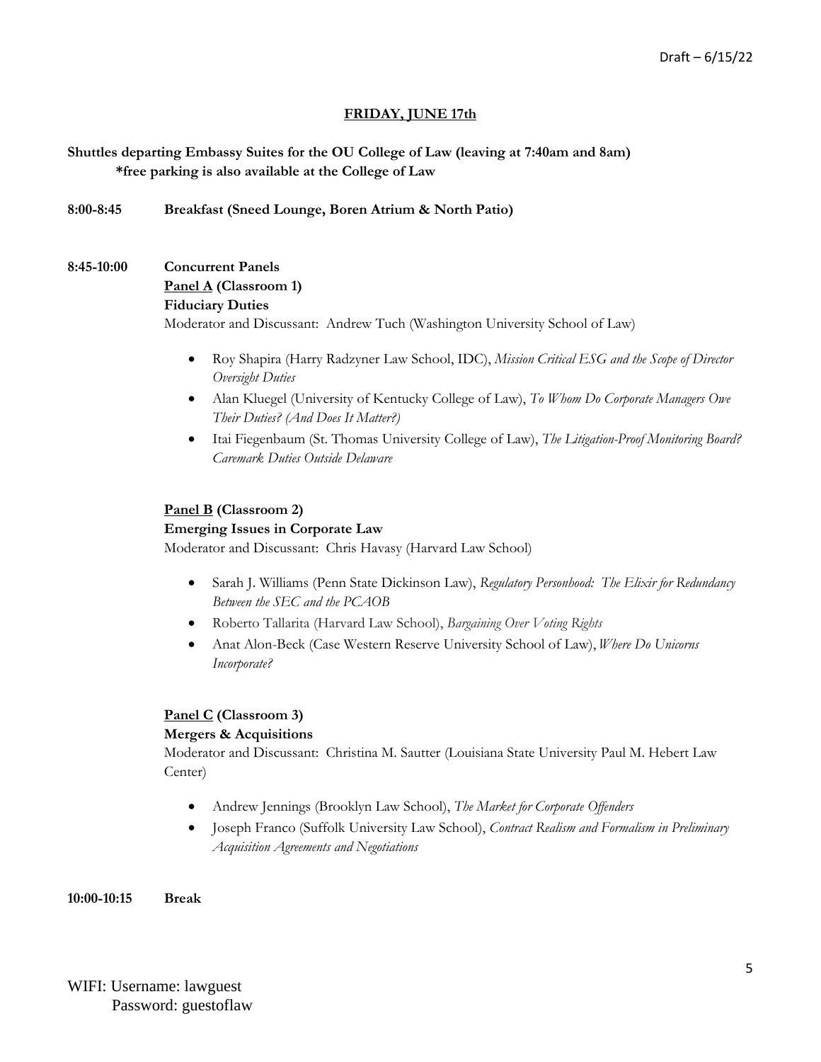Draft – 6/15/22

**FRIDAY, JUNE 17th**

**Shuttles departing Embassy Suites for the OU College of Law (leaving at 7:40am and 8am)**
**\*free parking is also available at the College of Law**

**8:00-8:45** **Breakfast (Sneed Lounge, Boren Atrium & North Patio)**

**8:45-10:00** **Concurrent Panels**

**Panel A (Classroom 1)**
**Fiduciary Duties**
Moderator and Discussant: Andrew Tuch (Washington University School of Law)

- Roy Shapira (Harry Radzyner Law School, IDC), *Mission Critical ESG and the Scope of Director Oversight Duties*
- Alan Kluegel (University of Kentucky College of Law), *To Whom Do Corporate Managers Owe Their Duties? (And Does It Matter?)*
- Itai Fiegenbaum (St. Thomas University College of Law), *The Litigation-Proof Monitoring Board? Caremark Duties Outside Delaware*

**Panel B (Classroom 2)**
**Emerging Issues in Corporate Law**
Moderator and Discussant: Chris Havasy (Harvard Law School)

- Sarah J. Williams (Penn State Dickinson Law), *Regulatory Personhood: The Elixir for Redundancy Between the SEC and the PCAOB*
- Roberto Tallarita (Harvard Law School), *Bargaining Over Voting Rights*
- Anat Alon-Beck (Case Western Reserve University School of Law), *Where Do Unicorns Incorporate?*

**Panel C (Classroom 3)**
**Mergers & Acquisitions**
Moderator and Discussant: Christina M. Sautter (Louisiana State University Paul M. Hebert Law Center)

- Andrew Jennings (Brooklyn Law School), *The Market for Corporate Offenders*
- Joseph Franco (Suffolk University Law School), *Contract Realism and Formalism in Preliminary Acquisition Agreements and Negotiations*

**10:00-10:15** **Break**

WIFI: Username: lawguest
Password: guestoflaw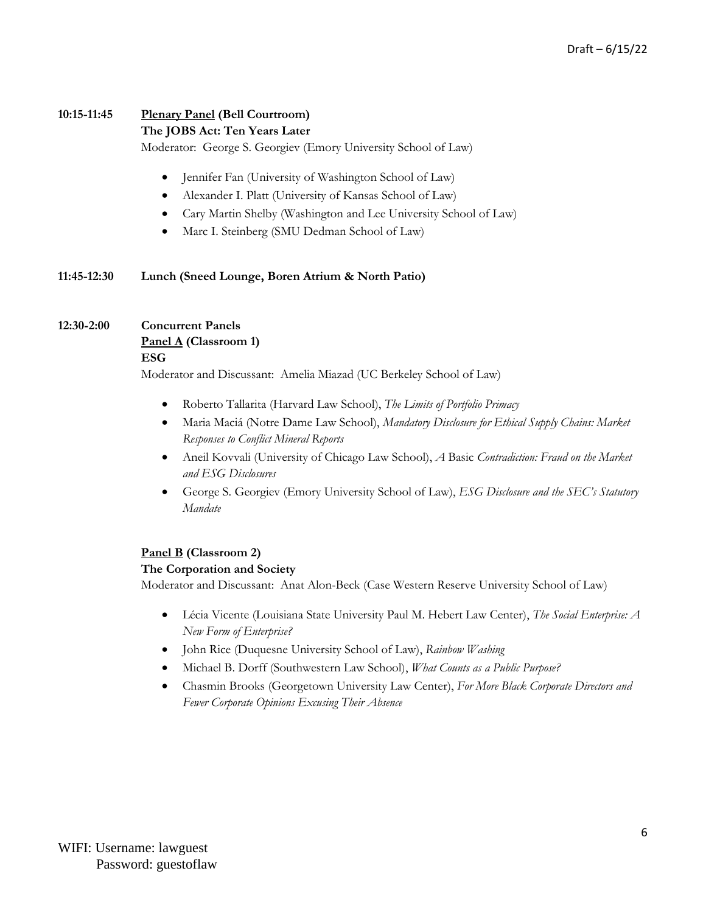**10:15-11:45** **Plenary Panel (Bell Courtroom)**
**The JOBS Act: Ten Years Later**
Moderator: George S. Georgiev (Emory University School of Law)

- Jennifer Fan (University of Washington School of Law)
- Alexander I. Platt (University of Kansas School of Law)
- Cary Martin Shelby (Washington and Lee University School of Law)
- Marc I. Steinberg (SMU Dedman School of Law)

**11:45-12:30** **Lunch (Sneed Lounge, Boren Atrium & North Patio)**

**12:30-2:00** **Concurrent Panels**
**Panel A (Classroom 1)**
**ESG**
Moderator and Discussant: Amelia Miazad (UC Berkeley School of Law)

- Roberto Tallarita (Harvard Law School), *The Limits of Portfolio Primacy*
- Maria Maciá (Notre Dame Law School), *Mandatory Disclosure for Ethical Supply Chains: Market Responses to Conflict Mineral Reports*
- Aneil Kovvali (University of Chicago Law School), *A* Basic *Contradiction: Fraud on the Market and ESG Disclosures*
- George S. Georgiev (Emory University School of Law), *ESG Disclosure and the SEC's Statutory Mandate*

**Panel B (Classroom 2)**
**The Corporation and Society**
Moderator and Discussant: Anat Alon-Beck (Case Western Reserve University School of Law)

- Lécia Vicente (Louisiana State University Paul M. Hebert Law Center), *The Social Enterprise: A New Form of Enterprise?*
- John Rice (Duquesne University School of Law), *Rainbow Washing*
- Michael B. Dorff (Southwestern Law School), *What Counts as a Public Purpose?*
- Chasmin Brooks (Georgetown University Law Center), *For More Black Corporate Directors and Fewer Corporate Opinions Excusing Their Absence*

WIFI: Username: lawguest
Password: guestoflaw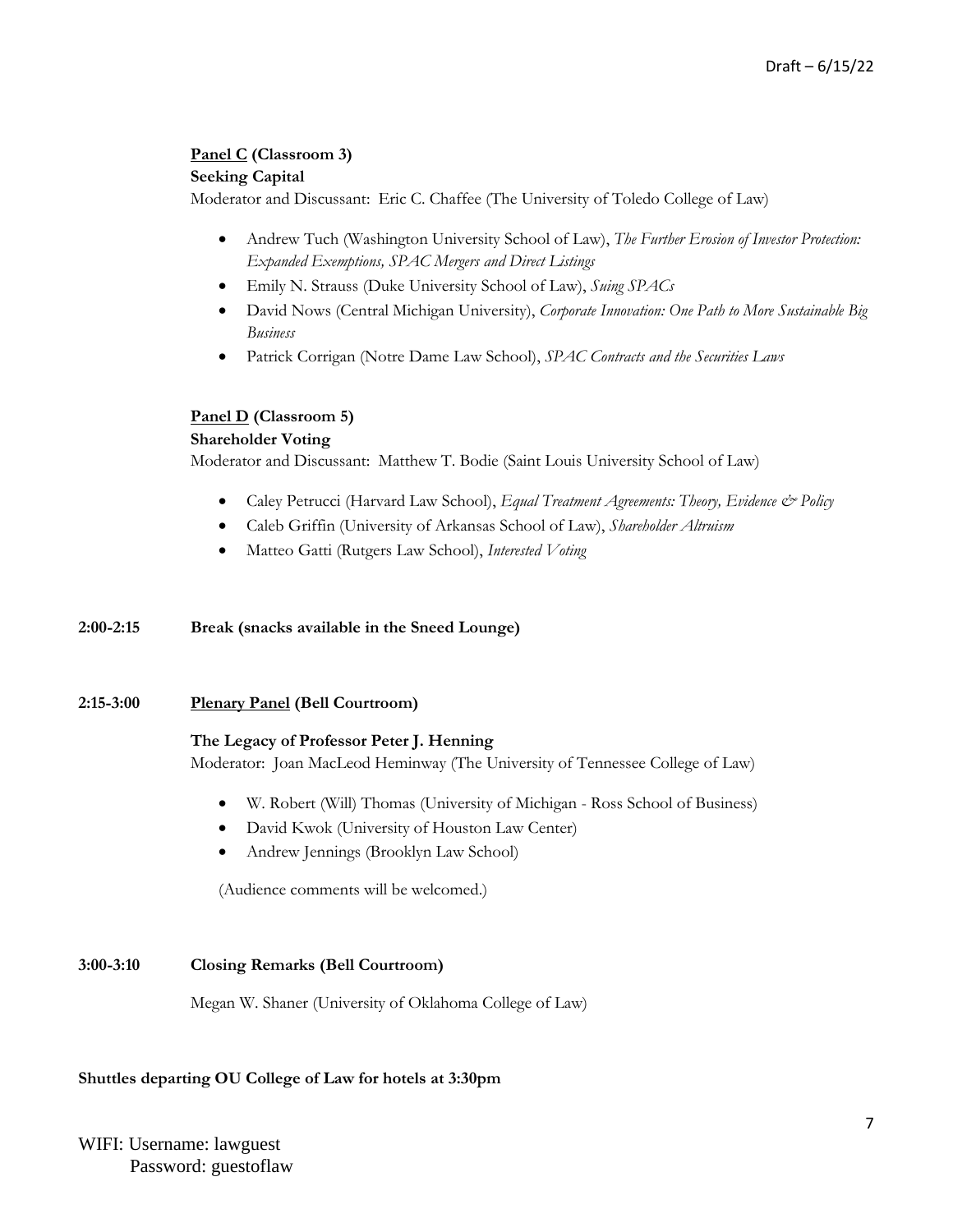**Panel C (Classroom 3)**
**Seeking Capital**
Moderator and Discussant: Eric C. Chaffee (The University of Toledo College of Law)

- Andrew Tuch (Washington University School of Law), *The Further Erosion of Investor Protection: Expanded Exemptions, SPAC Mergers and Direct Listings*
- Emily N. Strauss (Duke University School of Law), *Suing SPACs*
- David Nows (Central Michigan University), *Corporate Innovation: One Path to More Sustainable Big Business*
- Patrick Corrigan (Notre Dame Law School), *SPAC Contracts and the Securities Laws*

**Panel D (Classroom 5)**
**Shareholder Voting**
Moderator and Discussant: Matthew T. Bodie (Saint Louis University School of Law)

- Caley Petrucci (Harvard Law School), *Equal Treatment Agreements: Theory, Evidence & Policy*
- Caleb Griffin (University of Arkansas School of Law), *Shareholder Altruism*
- Matteo Gatti (Rutgers Law School), *Interested Voting*

**2:00-2:15** **Break (snacks available in the Sneed Lounge)**

**2:15-3:00** **Plenary Panel (Bell Courtroom)**

**The Legacy of Professor Peter J. Henning**
Moderator: Joan MacLeod Heminway (The University of Tennessee College of Law)

- W. Robert (Will) Thomas (University of Michigan - Ross School of Business)
- David Kwok (University of Houston Law Center)
- Andrew Jennings (Brooklyn Law School)

(Audience comments will be welcomed.)

**3:00-3:10** **Closing Remarks (Bell Courtroom)**

Megan W. Shaner (University of Oklahoma College of Law)

**Shuttles departing OU College of Law for hotels at 3:30pm**

WIFI: Username: lawguest
Password: guestoflaw